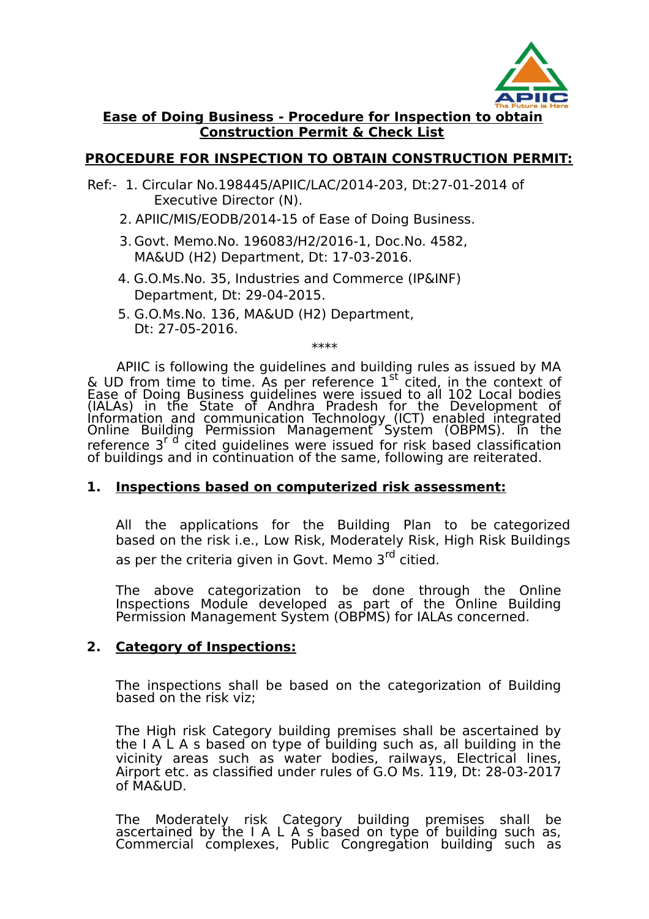## Ease of Doing Business - Procedure for Inspection to obtain Construction Permit & Check List

## PROCEDURE FOR INSPECTION TO OBTAIN CONSTRUCTION PERMIT:

Ref:- 1. Circular No.198445/APIIC/LAC/2014-203, Dt:27-01-2014 of Executive Director (N).

2. APIIC/MIS/EODB/2014-15 of Ease of Doing Business.

3. Govt. Memo.No. 196083/H2/2016-1, Doc.No. 4582, MA&UD (H2) Department, Dt: 17-03-2016.

4. G.O.Ms.No. 35, Industries and Commerce (IP&INF) Department, Dt: 29-04-2015.

5. G.O.Ms.No. 136, MA&UD (H2) Department, Dt: 27-05-2016.

****

APIIC is following the guidelines and building rules as issued by MA & UD from time to time. As per reference 1st cited, in the context of Ease of Doing Business guidelines were issued to all 102 Local bodies (IALAs) in the State of Andhra Pradesh for the Development of Information and communication Technology (ICT) enabled integrated Online Building Permission Management System (OBPMS). In the reference 3rd cited guidelines were issued for risk based classification of buildings and in continuation of the same, following are reiterated.

### 1. Inspections based on computerized risk assessment:

All the applications for the Building Plan to be categorized based on the risk i.e., Low Risk, Moderately Risk, High Risk Buildings as per the criteria given in Govt. Memo 3rd citied.

The above categorization to be done through the Online Inspections Module developed as part of the Online Building Permission Management System (OBPMS) for IALAs concerned.

### 2. Category of Inspections:

The inspections shall be based on the categorization of Building based on the risk viz;

The High risk Category building premises shall be ascertained by the I A L A s based on type of building such as, all building in the vicinity areas such as water bodies, railways, Electrical lines, Airport etc. as classified under rules of G.O Ms. 119, Dt: 28-03-2017 of MA&UD.

The Moderately risk Category building premises shall be ascertained by the I A L A s based on type of building such as, Commercial complexes, Public Congregation building such as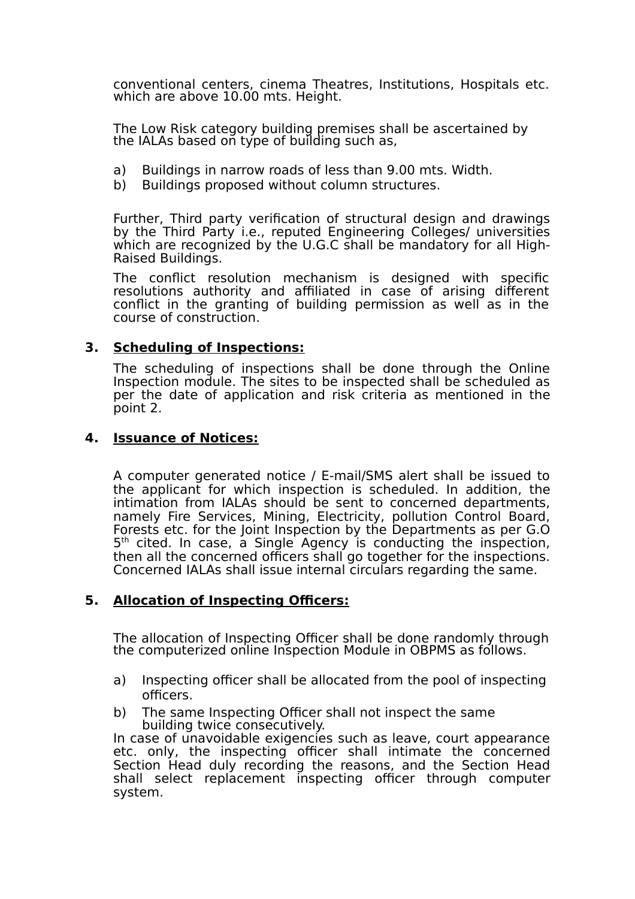conventional centers, cinema Theatres, Institutions, Hospitals etc. which are above 10.00 mts. Height.

The Low Risk category building premises shall be ascertained by the IALAs based on type of building such as,

a) Buildings in narrow roads of less than 9.00 mts. Width.
b) Buildings proposed without column structures.

Further, Third party verification of structural design and drawings by the Third Party i.e., reputed Engineering Colleges/ universities which are recognized by the U.G.C shall be mandatory for all High-Raised Buildings.

The conflict resolution mechanism is designed with specific resolutions authority and affiliated in case of arising different conflict in the granting of building permission as well as in the course of construction.

3. **Scheduling of Inspections:**

The scheduling of inspections shall be done through the Online Inspection module. The sites to be inspected shall be scheduled as per the date of application and risk criteria as mentioned in the point 2.

4. **Issuance of Notices:**

A computer generated notice / E-mail/SMS alert shall be issued to the applicant for which inspection is scheduled. In addition, the intimation from IALAs should be sent to concerned departments, namely Fire Services, Mining, Electricity, pollution Control Board, Forests etc. for the Joint Inspection by the Departments as per G.O 5th cited. In case, a Single Agency is conducting the inspection, then all the concerned officers shall go together for the inspections. Concerned IALAs shall issue internal circulars regarding the same.

5. **Allocation of Inspecting Officers:**

The allocation of Inspecting Officer shall be done randomly through the computerized online Inspection Module in OBPMS as follows.

a) Inspecting officer shall be allocated from the pool of inspecting officers.
b) The same Inspecting Officer shall not inspect the same building twice consecutively.

In case of unavoidable exigencies such as leave, court appearance etc. only, the inspecting officer shall intimate the concerned Section Head duly recording the reasons, and the Section Head shall select replacement inspecting officer through computer system.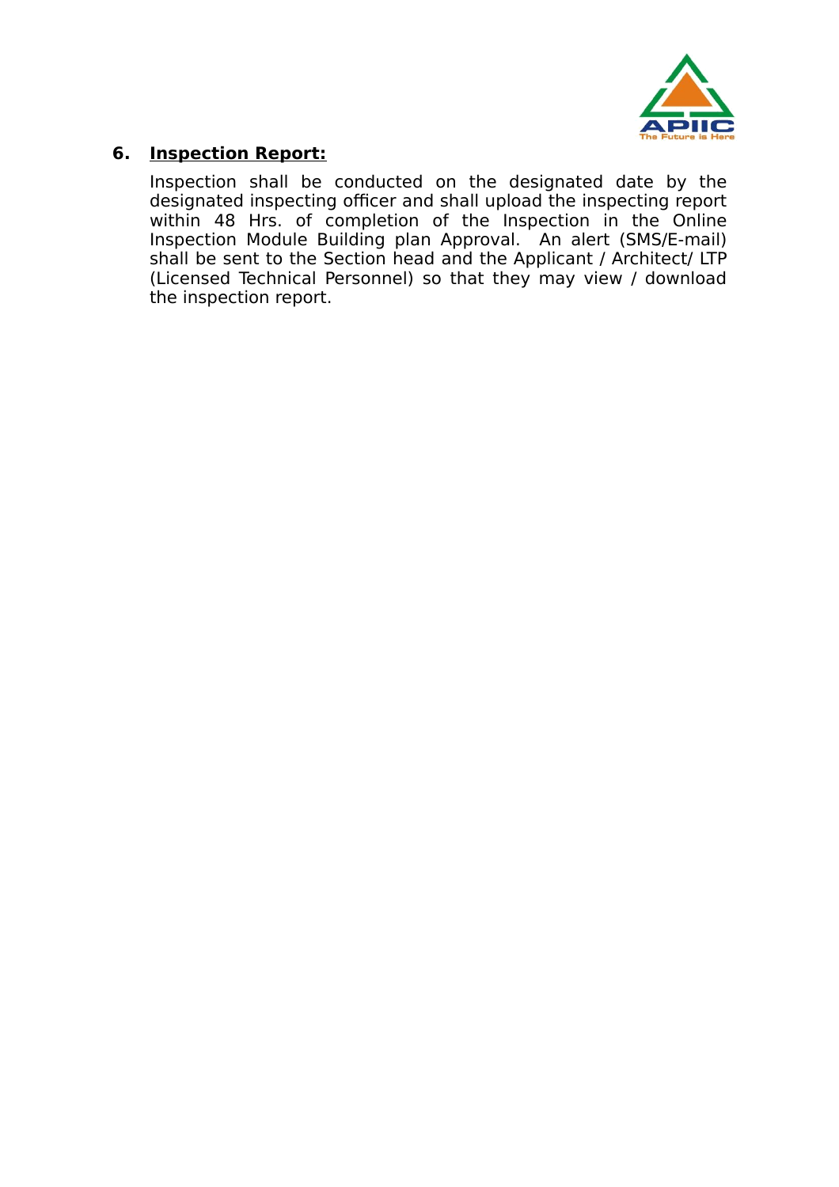## 6. Inspection Report:

Inspection shall be conducted on the designated date by the designated inspecting officer and shall upload the inspecting report within 48 Hrs. of completion of the Inspection in the Online Inspection Module Building plan Approval. An alert (SMS/E-mail) shall be sent to the Section head and the Applicant / Architect/ LTP (Licensed Technical Personnel) so that they may view / download the inspection report.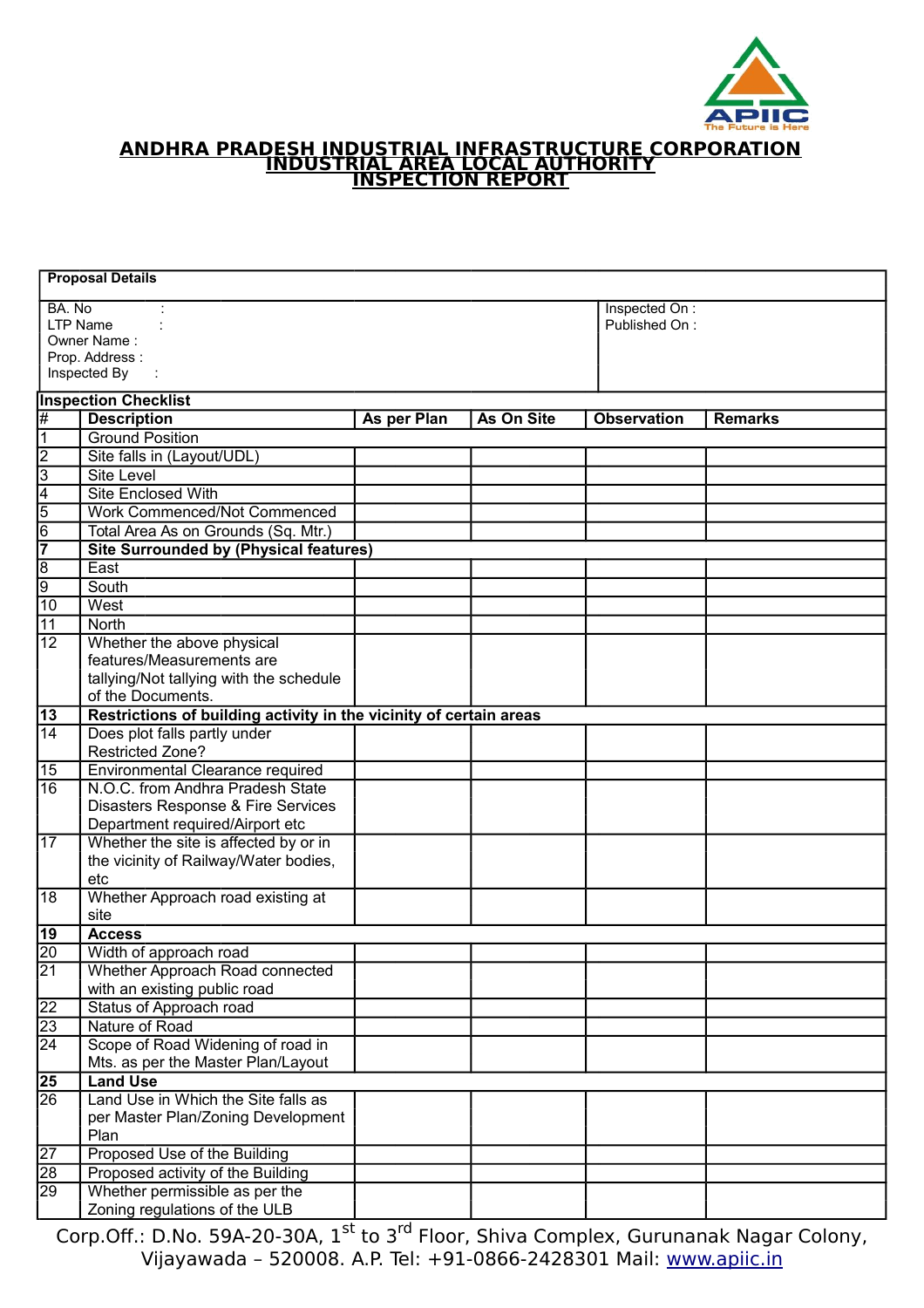# ANDHRA PRADESH INDUSTRIAL INFRASTRUCTURE CORPORATION
## INDUSTRIAL AREA LOCAL AUTHORITY
## INSPECTION REPORT

| **Proposal Details** | |
|---|---|
| BA. No : <br> LTP Name : <br> Owner Name : <br> Prop. Address : <br> Inspected By : | Inspected On : <br> Published On : |

**Inspection Checklist**

| # | Description | As per Plan | As On Site | Observation | Remarks |
|---|---|---|---|---|---|
| 1 | Ground Position | | | | |
| 2 | Site falls in (Layout/UDL) | | | | |
| 3 | Site Level | | | | |
| 4 | Site Enclosed With | | | | |
| 5 | Work Commenced/Not Commenced | | | | |
| 6 | Total Area As on Grounds (Sq. Mtr.) | | | | |
| **7** | **Site Surrounded by (Physical features)** | | | | |
| 8 | East | | | | |
| 9 | South | | | | |
| 10 | West | | | | |
| 11 | North | | | | |
| 12 | Whether the above physical features/Measurements are tallying/Not tallying with the schedule of the Documents. | | | | |
| **13** | **Restrictions of building activity in the vicinity of certain areas** | | | | |
| 14 | Does plot falls partly under Restricted Zone? | | | | |
| 15 | Environmental Clearance required | | | | |
| 16 | N.O.C. from Andhra Pradesh State Disasters Response & Fire Services Department required/Airport etc | | | | |
| 17 | Whether the site is affected by or in the vicinity of Railway/Water bodies, etc | | | | |
| 18 | Whether Approach road existing at site | | | | |
| **19** | **Access** | | | | |
| 20 | Width of approach road | | | | |
| 21 | Whether Approach Road connected with an existing public road | | | | |
| 22 | Status of Approach road | | | | |
| 23 | Nature of Road | | | | |
| 24 | Scope of Road Widening of road in Mts. as per the Master Plan/Layout | | | | |
| **25** | **Land Use** | | | | |
| 26 | Land Use in Which the Site falls as per Master Plan/Zoning Development Plan | | | | |
| 27 | Proposed Use of the Building | | | | |
| 28 | Proposed activity of the Building | | | | |
| 29 | Whether permissible as per the Zoning regulations of the ULB | | | | |

Corp.Off.: D.No. 59A-20-30A, 1st to 3rd Floor, Shiva Complex, Gurunanak Nagar Colony, Vijayawada – 520008. A.P. Tel: +91-0866-2428301 Mail: www.apiic.in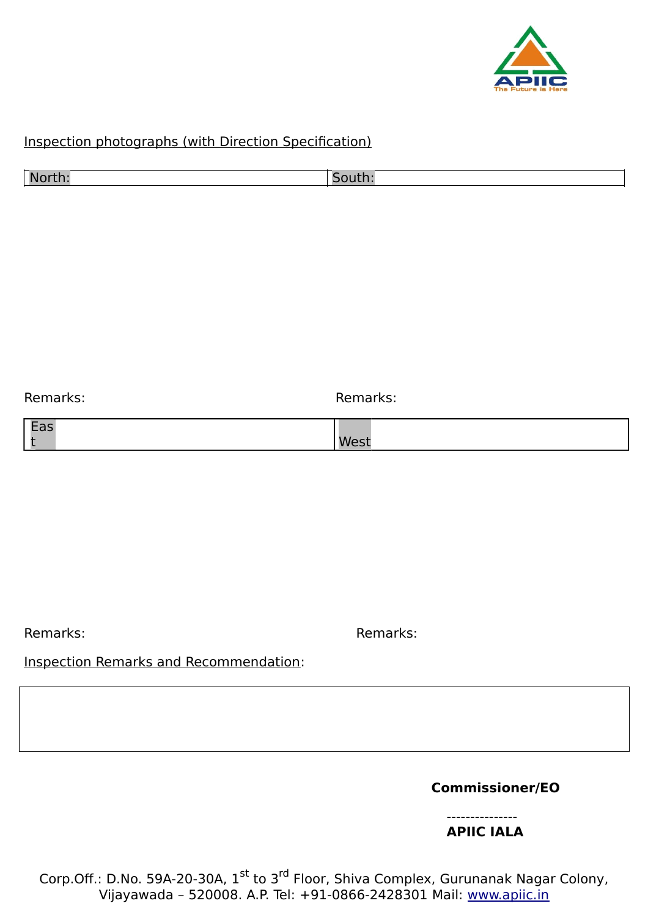Inspection photographs (with Direction Specification)

| North: | South: |
| --- | --- |

Remarks: Remarks:

| East | West |
| --- | --- |

Remarks: Remarks:

Inspection Remarks and Recommendation:

| |
| --- |
| |

**Commissioner/EO**

---------------

**APIIC IALA**

Corp.Off.: D.No. 59A-20-30A, 1st to 3rd Floor, Shiva Complex, Gurunanak Nagar Colony, Vijayawada – 520008. A.P. Tel: +91-0866-2428301 Mail: www.apiic.in